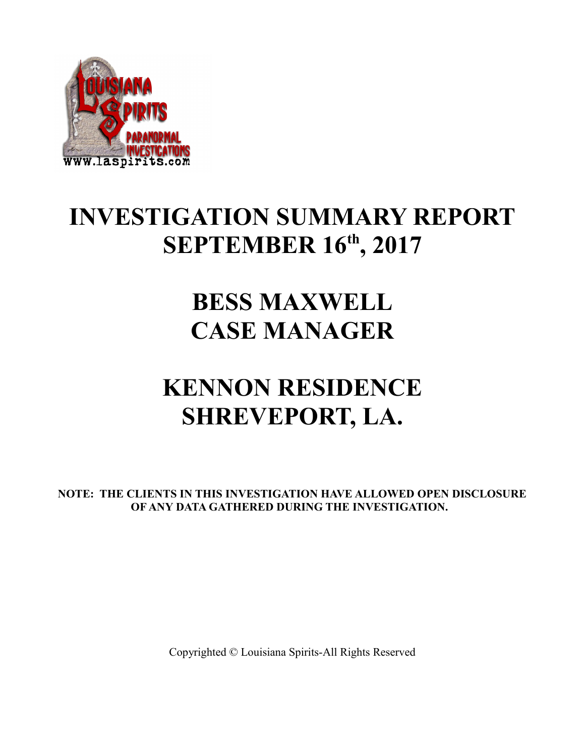# INVESTIGATION SUMMARY REPORT SEPTEMBER 16th, 2017

# BESS MAXWELL CASE MANAGER

# KENNON RESIDENCE SHREVEPORT, LA.

**NOTE: THE CLIENTS IN THIS INVESTIGATION HAVE ALLOWED OPEN DISCLOSURE OF ANY DATA GATHERED DURING THE INVESTIGATION.**

Copyrighted © Louisiana Spirits-All Rights Reserved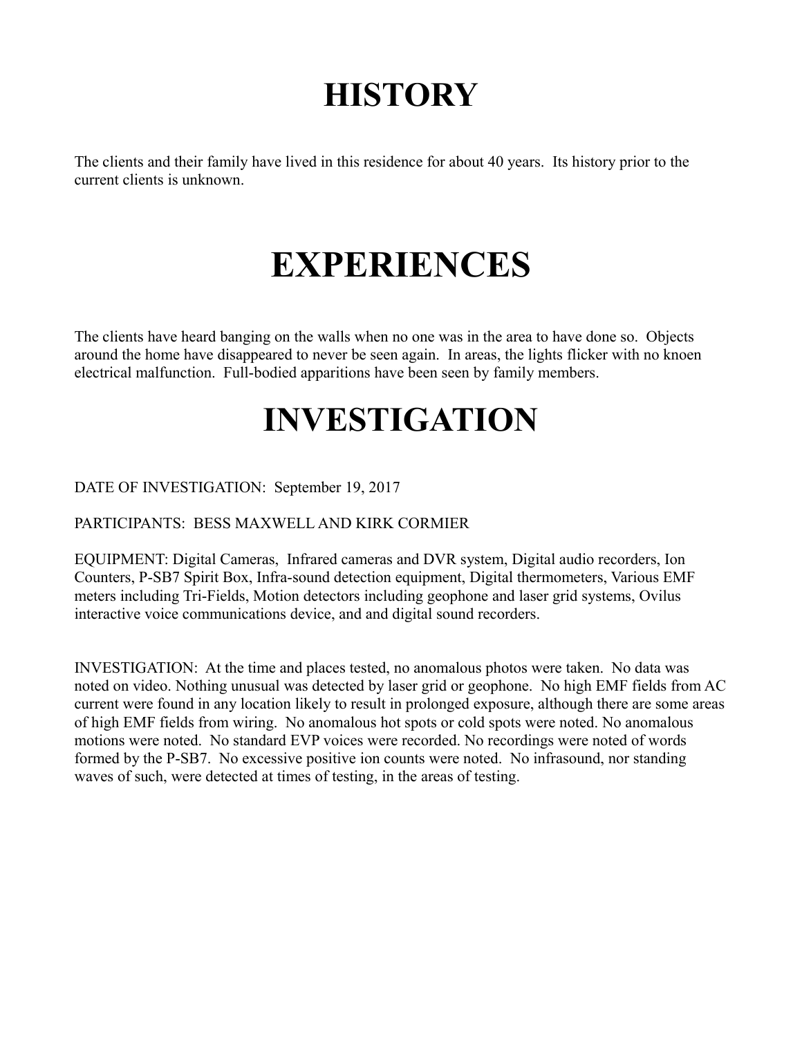# HISTORY

The clients and their family have lived in this residence for about 40 years. Its history prior to the current clients is unknown.

# EXPERIENCES

The clients have heard banging on the walls when no one was in the area to have done so. Objects around the home have disappeared to never be seen again. In areas, the lights flicker with no knoen electrical malfunction. Full-bodied apparitions have been seen by family members.

# INVESTIGATION

DATE OF INVESTIGATION: September 19, 2017

PARTICIPANTS: BESS MAXWELL AND KIRK CORMIER

EQUIPMENT: Digital Cameras, Infrared cameras and DVR system, Digital audio recorders, Ion Counters, P-SB7 Spirit Box, Infra-sound detection equipment, Digital thermometers, Various EMF meters including Tri-Fields, Motion detectors including geophone and laser grid systems, Ovilus interactive voice communications device, and and digital sound recorders.

INVESTIGATION: At the time and places tested, no anomalous photos were taken. No data was noted on video. Nothing unusual was detected by laser grid or geophone. No high EMF fields from AC current were found in any location likely to result in prolonged exposure, although there are some areas of high EMF fields from wiring. No anomalous hot spots or cold spots were noted. No anomalous motions were noted. No standard EVP voices were recorded. No recordings were noted of words formed by the P-SB7. No excessive positive ion counts were noted. No infrasound, nor standing waves of such, were detected at times of testing, in the areas of testing.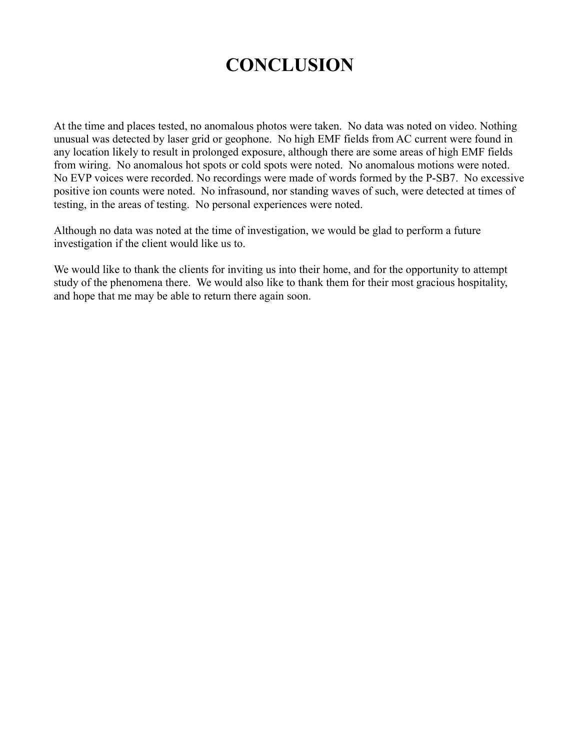# CONCLUSION

At the time and places tested, no anomalous photos were taken. No data was noted on video. Nothing unusual was detected by laser grid or geophone. No high EMF fields from AC current were found in any location likely to result in prolonged exposure, although there are some areas of high EMF fields from wiring. No anomalous hot spots or cold spots were noted. No anomalous motions were noted. No EVP voices were recorded. No recordings were made of words formed by the P-SB7. No excessive positive ion counts were noted. No infrasound, nor standing waves of such, were detected at times of testing, in the areas of testing. No personal experiences were noted.

Although no data was noted at the time of investigation, we would be glad to perform a future investigation if the client would like us to.

We would like to thank the clients for inviting us into their home, and for the opportunity to attempt study of the phenomena there. We would also like to thank them for their most gracious hospitality, and hope that me may be able to return there again soon.